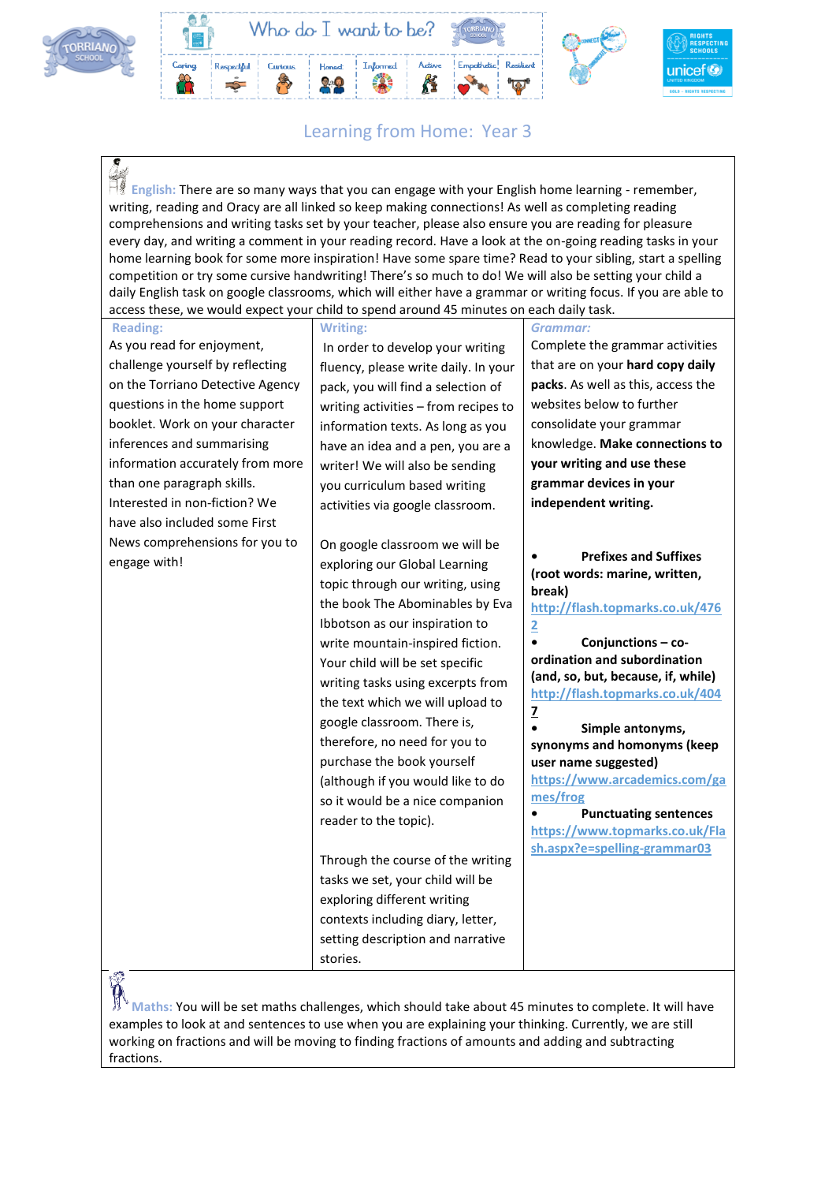Who do I want to be?

Caring | Respectful | Curious | Honest | Informed | Active | Empathetic | Resilient

## Learning from Home: Year 3

**English:** There are so many ways that you can engage with your English home learning - remember, writing, reading and Oracy are all linked so keep making connections! As well as completing reading comprehensions and writing tasks set by your teacher, please also ensure you are reading for pleasure every day, and writing a comment in your reading record. Have a look at the on-going reading tasks in your home learning book for some more inspiration! Have some spare time? Read to your sibling, start a spelling competition or try some cursive handwriting! There's so much to do! We will also be setting your child a daily English task on google classrooms, which will either have a grammar or writing focus. If you are able to access these, we would expect your child to spend around 45 minutes on each daily task.

| Reading: | Writing: | *Grammar:* |
|---|---|---|
| As you read for enjoyment, challenge yourself by reflecting on the Torriano Detective Agency questions in the home support booklet. Work on your character inferences and summarising information accurately from more than one paragraph skills. Interested in non-fiction? We have also included some First News comprehensions for you to engage with! | In order to develop your writing fluency, please write daily. In your pack, you will find a selection of writing activities – from recipes to information texts. As long as you have an idea and a pen, you are a writer! We will also be sending you curriculum based writing activities via google classroom.<br><br>On google classroom we will be exploring our Global Learning topic through our writing, using the book The Abominables by Eva Ibbotson as our inspiration to write mountain-inspired fiction. Your child will be set specific writing tasks using excerpts from the text which we will upload to google classroom. There is, therefore, no need for you to purchase the book yourself (although if you would like to do so it would be a nice companion reader to the topic).<br><br>Through the course of the writing tasks we set, your child will be exploring different writing contexts including diary, letter, setting description and narrative stories. | Complete the grammar activities that are on your **hard copy daily packs**. As well as this, access the websites below to further consolidate your grammar knowledge. **Make connections to your writing and use these grammar devices in your independent writing.**<br><br>• **Prefixes and Suffixes (root words: marine, written, break)** http://flash.topmarks.co.uk/4762<br>• **Conjunctions – co-ordination and subordination (and, so, but, because, if, while)** http://flash.topmarks.co.uk/4047<br>• **Simple antonyms, synonyms and homonyms (keep user name suggested)** https://www.arcademics.com/games/frog<br>• **Punctuating sentences** https://www.topmarks.co.uk/Flash.aspx?e=spelling-grammar03 |

**Maths:** You will be set maths challenges, which should take about 45 minutes to complete. It will have examples to look at and sentences to use when you are explaining your thinking. Currently, we are still working on fractions and will be moving to finding fractions of amounts and adding and subtracting fractions.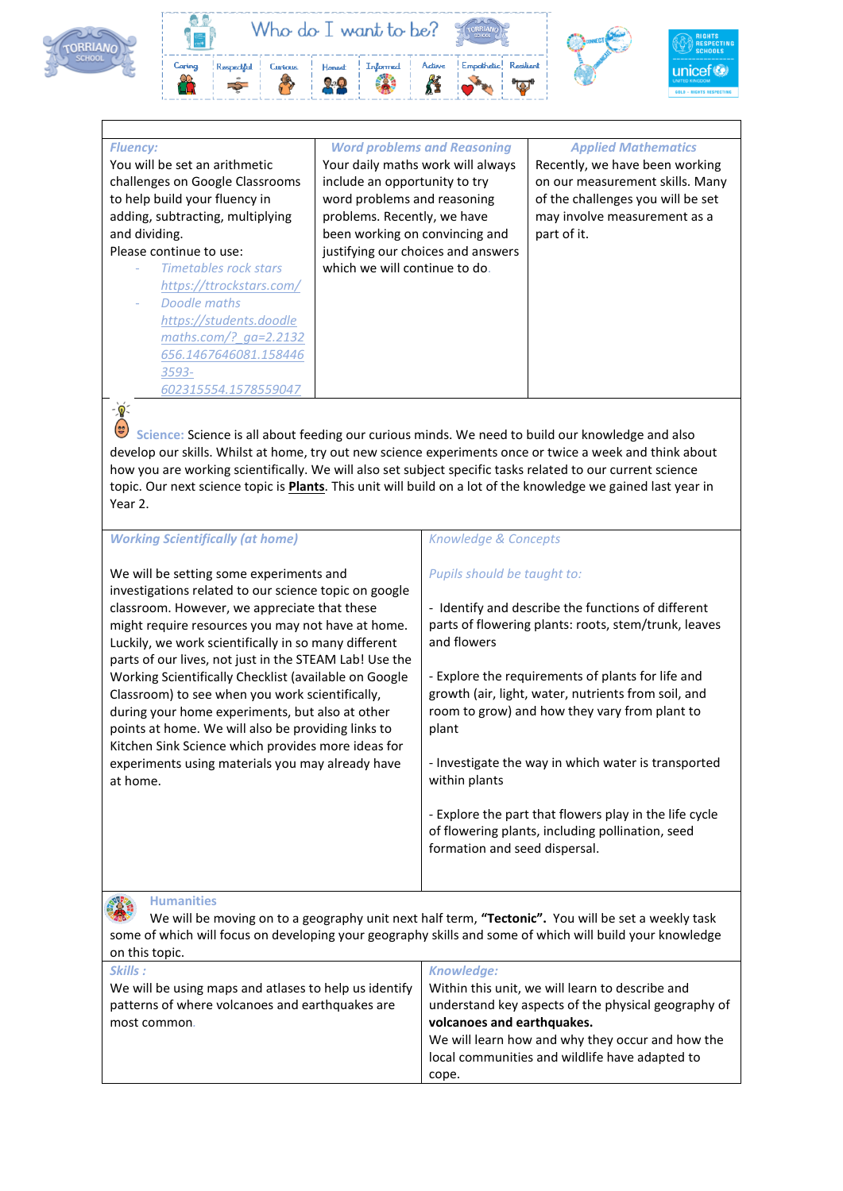Who do I want to be?

Caring | Respectful | Curious | Honest | Informed | Active | Empathetic | Resilient

| *Fluency:* | *Word problems and Reasoning* | *Applied Mathematics* |
| --- | --- | --- |
| You will be set an arithmetic challenges on Google Classrooms to help build your fluency in adding, subtracting, multiplying and dividing.<br>Please continue to use:<br>- *Timetables rock stars* *https://ttrockstars.com/*<br>- *Doodle maths* *https://students.doodlemaths.com/?_ga=2.2132656.1467646081.1584463593-602315554.1578559047* | Your daily maths work will always include an opportunity to try word problems and reasoning problems. Recently, we have been working on convincing and justifying our choices and answers which we will continue to do. | Recently, we have been working on our measurement skills. Many of the challenges you will be set may involve measurement as a part of it. |

**Science:** Science is all about feeding our curious minds. We need to build our knowledge and also develop our skills. Whilst at home, try out new science experiments once or twice a week and think about how you are working scientifically. We will also set subject specific tasks related to our current science topic. Our next science topic is **Plants**. This unit will build on a lot of the knowledge we gained last year in Year 2.

| *Working Scientifically (at home)* | *Knowledge & Concepts* |
| --- | --- |
| We will be setting some experiments and investigations related to our science topic on google classroom. However, we appreciate that these might require resources you may not have at home. Luckily, we work scientifically in so many different parts of our lives, not just in the STEAM Lab! Use the Working Scientifically Checklist (available on Google Classroom) to see when you work scientifically, during your home experiments, but also at other points at home. We will also be providing links to Kitchen Sink Science which provides more ideas for experiments using materials you may already have at home. | *Pupils should be taught to:*<br>- Identify and describe the functions of different parts of flowering plants: roots, stem/trunk, leaves and flowers<br>- Explore the requirements of plants for life and growth (air, light, water, nutrients from soil, and room to grow) and how they vary from plant to plant<br>- Investigate the way in which water is transported within plants<br>- Explore the part that flowers play in the life cycle of flowering plants, including pollination, seed formation and seed dispersal. |

**Humanities**

We will be moving on to a geography unit next half term, **"Tectonic".** You will be set a weekly task some of which will focus on developing your geography skills and some of which will build your knowledge on this topic.

| *Skills :* | *Knowledge:* |
| --- | --- |
| We will be using maps and atlases to help us identify patterns of where volcanoes and earthquakes are most common. | Within this unit, we will learn to describe and understand key aspects of the physical geography of **volcanoes and earthquakes.**<br>We will learn how and why they occur and how the local communities and wildlife have adapted to cope. |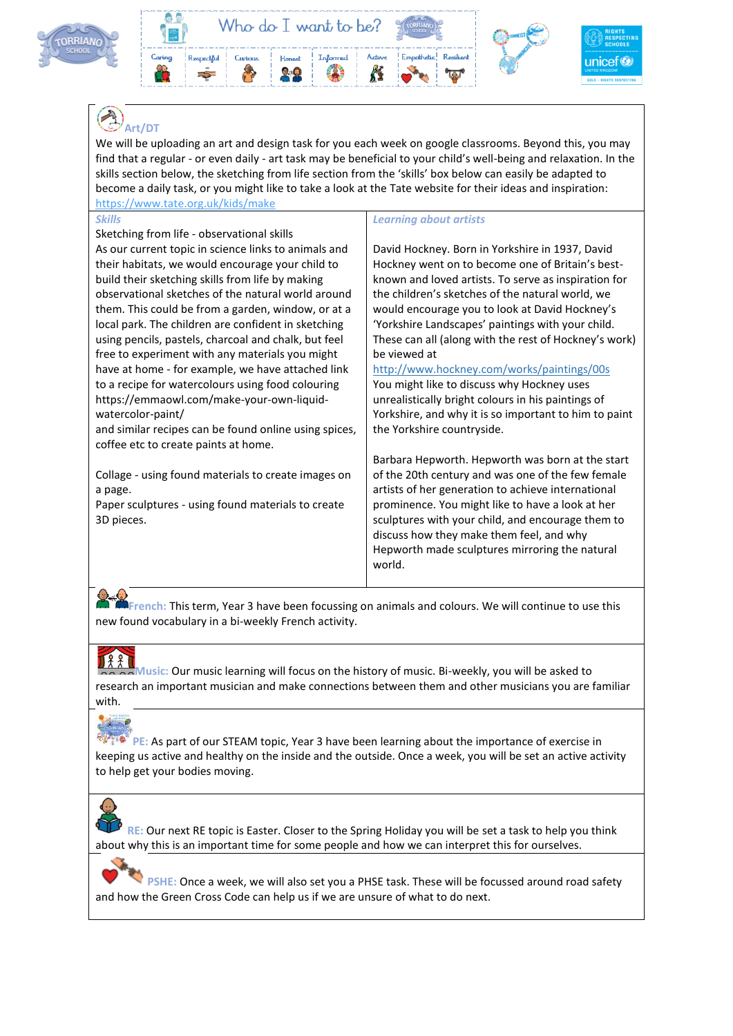Who do I want to be?

Caring | Respectful | Curious | Honest | Informed | Active | Empathetic | Resilient

## Art/DT

We will be uploading an art and design task for you each week on google classrooms. Beyond this, you may find that a regular - or even daily - art task may be beneficial to your child's well-being and relaxation. In the skills section below, the sketching from life section from the 'skills' box below can easily be adapted to become a daily task, or you might like to take a look at the Tate website for their ideas and inspiration: https://www.tate.org.uk/kids/make

### *Skills*

Sketching from life - observational skills

As our current topic in science links to animals and their habitats, we would encourage your child to build their sketching skills from life by making observational sketches of the natural world around them. This could be from a garden, window, or at a local park. The children are confident in sketching using pencils, pastels, charcoal and chalk, but feel free to experiment with any materials you might have at home - for example, we have attached link to a recipe for watercolours using food colouring https://emmaowl.com/make-your-own-liquid-watercolor-paint/ and similar recipes can be found online using spices, coffee etc to create paints at home.

Collage - using found materials to create images on a page.

Paper sculptures - using found materials to create 3D pieces.

### *Learning about artists*

David Hockney. Born in Yorkshire in 1937, David Hockney went on to become one of Britain's best-known and loved artists. To serve as inspiration for the children's sketches of the natural world, we would encourage you to look at David Hockney's 'Yorkshire Landscapes' paintings with your child. These can all (along with the rest of Hockney's work) be viewed at http://www.hockney.com/works/paintings/00s You might like to discuss why Hockney uses unrealistically bright colours in his paintings of Yorkshire, and why it is so important to him to paint the Yorkshire countryside.

Barbara Hepworth. Hepworth was born at the start of the 20th century and was one of the few female artists of her generation to achieve international prominence. You might like to have a look at her sculptures with your child, and encourage them to discuss how they make them feel, and why Hepworth made sculptures mirroring the natural world.

**French:** This term, Year 3 have been focussing on animals and colours. We will continue to use this new found vocabulary in a bi-weekly French activity.

**Music:** Our music learning will focus on the history of music. Bi-weekly, you will be asked to research an important musician and make connections between them and other musicians you are familiar with.

**PE:** As part of our STEAM topic, Year 3 have been learning about the importance of exercise in keeping us active and healthy on the inside and the outside. Once a week, you will be set an active activity to help get your bodies moving.

**RE:** Our next RE topic is Easter. Closer to the Spring Holiday you will be set a task to help you think about why this is an important time for some people and how we can interpret this for ourselves.

**PSHE:** Once a week, we will also set you a PHSE task. These will be focussed around road safety and how the Green Cross Code can help us if we are unsure of what to do next.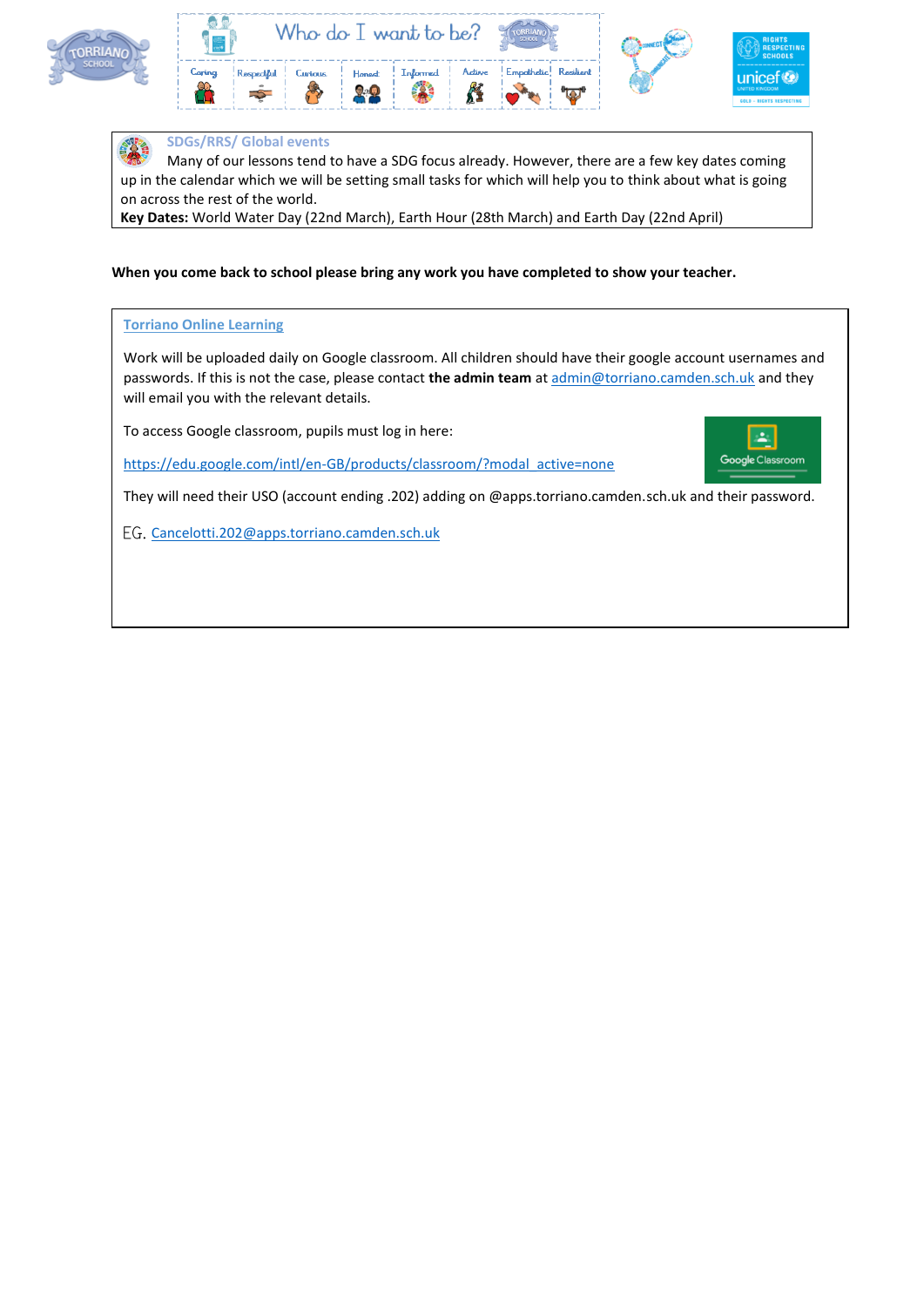Who do I want to be?

Caring | Respectful | Curious | Honest | Informed | Active | Empathetic | Resilient

**SDGs/RRS/ Global events**

Many of our lessons tend to have a SDG focus already. However, there are a few key dates coming up in the calendar which we will be setting small tasks for which will help you to think about what is going on across the rest of the world.

**Key Dates:** World Water Day (22nd March), Earth Hour (28th March) and Earth Day (22nd April)

**When you come back to school please bring any work you have completed to show your teacher.**

**Torriano Online Learning**

Work will be uploaded daily on Google classroom. All children should have their google account usernames and passwords. If this is not the case, please contact **the admin team** at admin@torriano.camden.sch.uk and they will email you with the relevant details.

To access Google classroom, pupils must log in here:

https://edu.google.com/intl/en-GB/products/classroom/?modal_active=none

They will need their USO (account ending .202) adding on @apps.torriano.camden.sch.uk and their password.

EG. Cancelotti.202@apps.torriano.camden.sch.uk